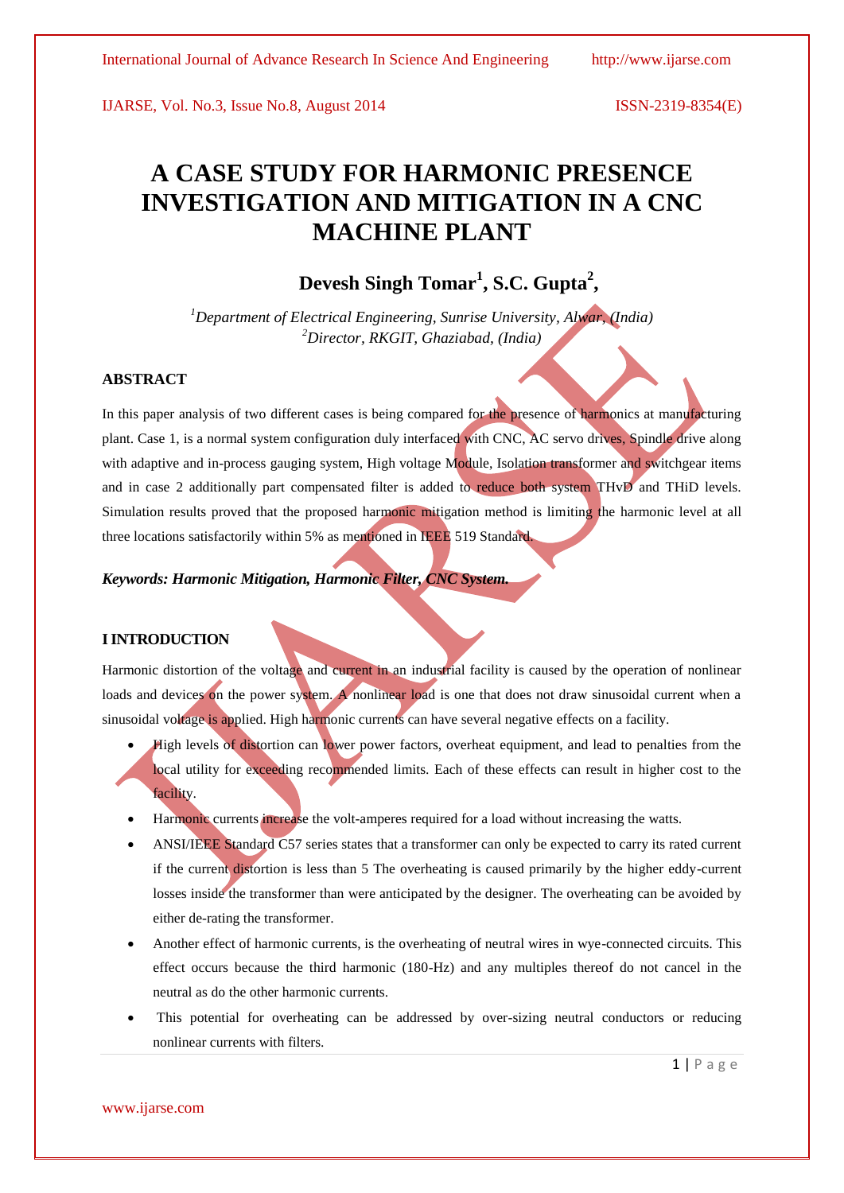// A CASE STUDY FOR HARMONIC PRESENCE INVESTIGATION AND MITIGATION IN A CNC MACHINE PLANT

**Devesh Singh Tomar[1], S.C. Gupta[2],**

*[1]Department of Electrical Engineering, Sunrise University, Alwar, (India)*
*[2]Director, RKGIT, Ghaziabad, (India)*

## ABSTRACT

In this paper analysis of two different cases is being compared for the presence of harmonics at manufacturing plant. Case 1, is a normal system configuration duly interfaced with CNC, AC servo drives, Spindle drive along with adaptive and in-process gauging system, High voltage Module, Isolation transformer and switchgear items and in case 2 additionally part compensated filter is added to reduce both system THvD and THiD levels. Simulation results proved that the proposed harmonic mitigation method is limiting the harmonic level at all three locations satisfactorily within 5% as mentioned in IEEE 519 Standard.

***Keywords: Harmonic Mitigation, Harmonic Filter, CNC System.***

## I INTRODUCTION

Harmonic distortion of the voltage and current in an industrial facility is caused by the operation of nonlinear loads and devices on the power system. A nonlinear load is one that does not draw sinusoidal current when a sinusoidal voltage is applied. High harmonic currents can have several negative effects on a facility.

- High levels of distortion can lower power factors, overheat equipment, and lead to penalties from the local utility for exceeding recommended limits. Each of these effects can result in higher cost to the facility.
- Harmonic currents increase the volt-amperes required for a load without increasing the watts.
- ANSI/IEEE Standard C57 series states that a transformer can only be expected to carry its rated current if the current distortion is less than 5 The overheating is caused primarily by the higher eddy-current losses inside the transformer than were anticipated by the designer. The overheating can be avoided by either de-rating the transformer.
- Another effect of harmonic currents, is the overheating of neutral wires in wye-connected circuits. This effect occurs because the third harmonic (180-Hz) and any multiples thereof do not cancel in the neutral as do the other harmonic currents.
- This potential for overheating can be addressed by over-sizing neutral conductors or reducing nonlinear currents with filters.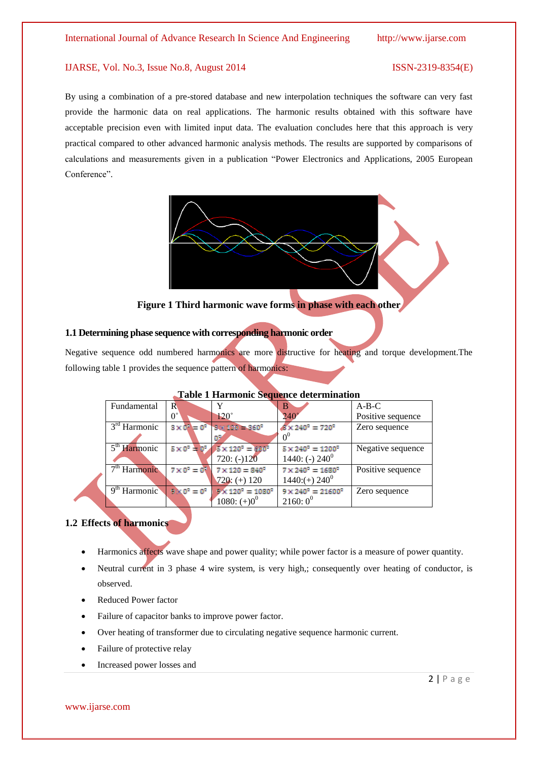By using a combination of a pre-stored database and new interpolation techniques the software can very fast provide the harmonic data on real applications. The harmonic results obtained with this software have acceptable precision even with limited input data. The evaluation concludes here that this approach is very practical compared to other advanced harmonic analysis methods. The results are supported by comparisons of calculations and measurements given in a publication "Power Electronics and Applications, 2005 European Conference".

**Figure 1 Third harmonic wave forms in phase with each other**

### 1.1 Determining phase sequence with corresponding harmonic order

Negative sequence odd numbered harmonics are more distructive for heating and torque development.The following table 1 provides the sequence pattern of harmonics:

**Table 1 Harmonic Sequence determination**

| Fundamental | R<br>0° | Y<br>120° | B<br>240° | A-B-C<br>Positive sequence |
|---|---|---|---|---|
| 3rd Harmonic | $3 \times 0^0 = 0^0$ | $3 \times 120 = 360^0$<br>$0^0$ | $3 \times 240^0 = 720^0$<br>$0^0$ | Zero sequence |
| 5th Harmonic | $5 \times 0^0 = 0^0$ | $5 \times 120^0 = 600^0$<br>720: (-)120 | $5 \times 240^0 = 1200^0$<br>1440: (-) $240^0$ | Negative sequence |
| 7th Harmonic | $7 \times 0^0 = 0^0$ | $7 \times 120 = 840^0$<br>720: (+) 120 | $7 \times 240^0 = 1680^0$<br>1440:(+) $240^0$ | Positive sequence |
| 9th Harmonic | $9 \times 0^0 = 0^0$ | $9 \times 120^0 = 1080^0$<br>1080: (+)$0^0$ | $9 \times 240^0 = 21600^0$<br>2160: $0^0$ | Zero sequence |

### 1.2 Effects of harmonics

- Harmonics affects wave shape and power quality; while power factor is a measure of power quantity.
- Neutral current in 3 phase 4 wire system, is very high,; consequently over heating of conductor, is observed.
- Reduced Power factor
- Failure of capacitor banks to improve power factor.
- Over heating of transformer due to circulating negative sequence harmonic current.
- Failure of protective relay
- Increased power losses and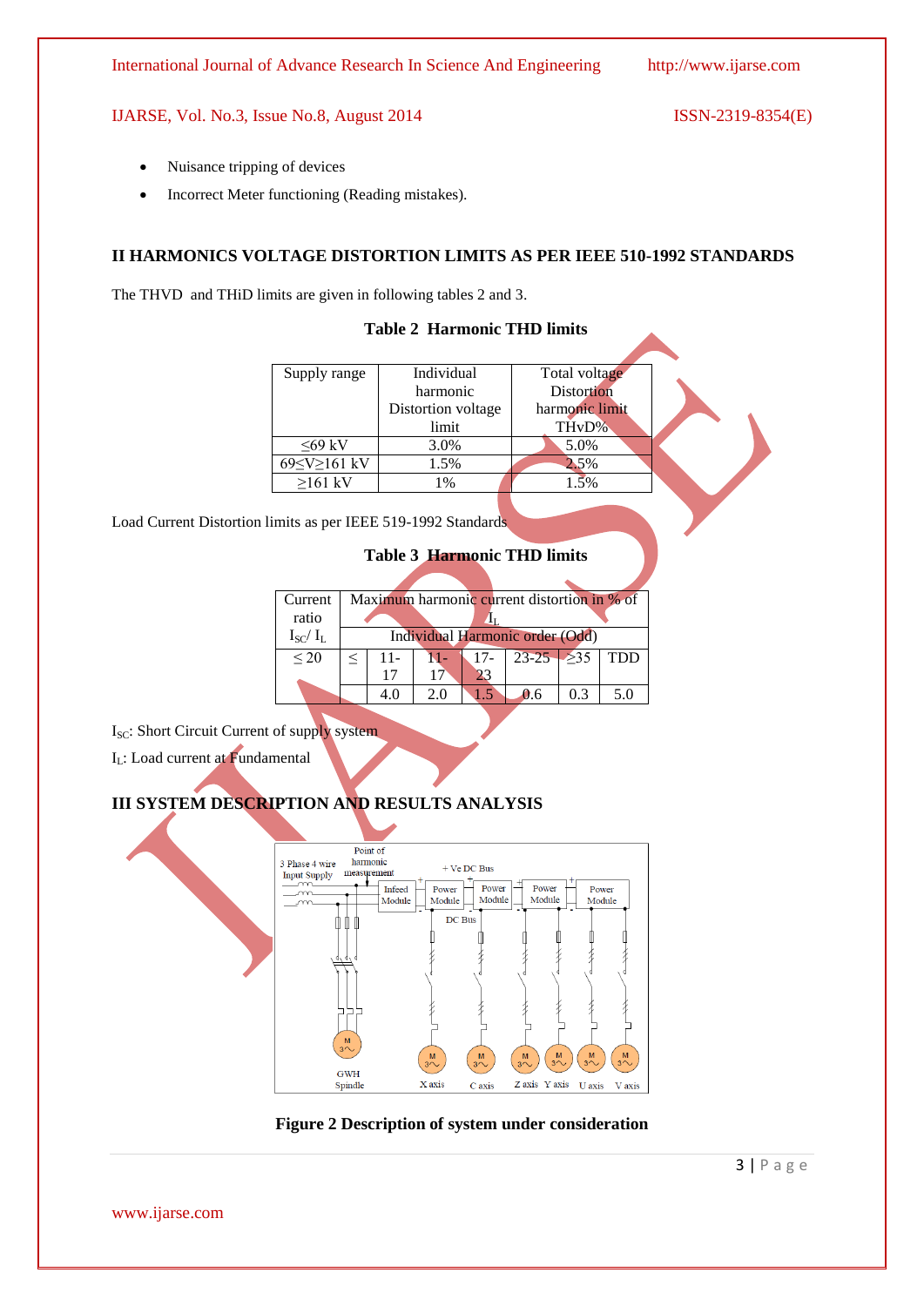- Nuisance tripping of devices
- Incorrect Meter functioning (Reading mistakes).

## II HARMONICS VOLTAGE DISTORTION LIMITS AS PER IEEE 510-1992 STANDARDS

The THVD and THiD limits are given in following tables 2 and 3.

**Table 2 Harmonic THD limits**

| Supply range | Individual harmonic Distortion voltage limit | Total voltage Distortion harmonic limit THvD% |
|---|---|---|
| ≤69 kV | 3.0% | 5.0% |
| 69≤V≥161 kV | 1.5% | 2.5% |
| ≥161 kV | 1% | 1.5% |

Load Current Distortion limits as per IEEE 519-1992 Standards

**Table 3 Harmonic THD limits**

| Current ratio $I_{SC}/I_L$ | Maximum harmonic current distortion in % of $I_L$ | | | | | | |
|---|---|---|---|---|---|---|---|
| | Individual Harmonic order (Odd) | | | | | | |
| ≤ 20 | ≤ | 11-17 | 11-17 | 17-23 | 23-25 | ≥35 | TDD |
| | | 4.0 | 2.0 | 1.5 | 0.6 | 0.3 | 5.0 |

$I_{SC}$: Short Circuit Current of supply system

$I_L$: Load current at Fundamental

## III SYSTEM DESCRIPTION AND RESULTS ANALYSIS

**Figure 2 Description of system under consideration**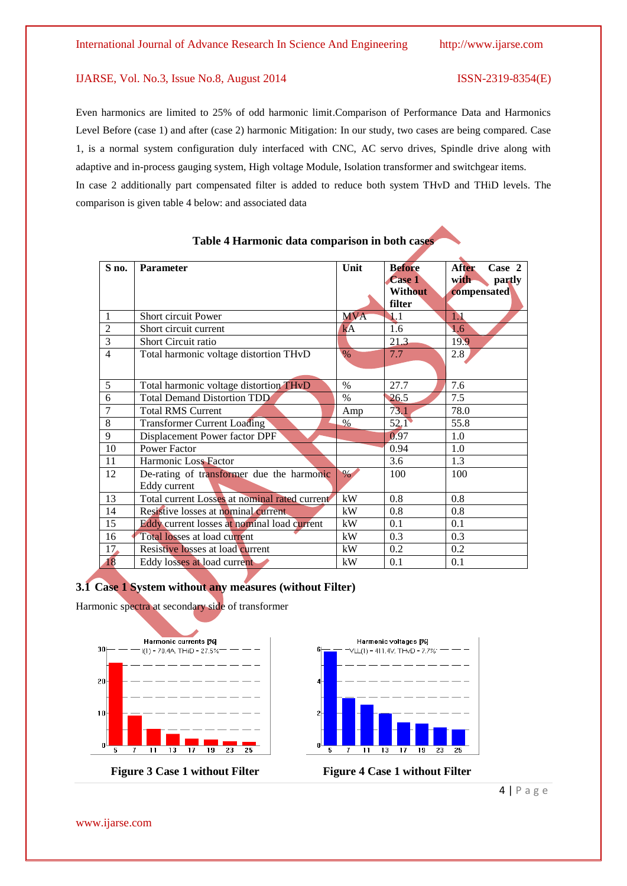Even harmonics are limited to 25% of odd harmonic limit.Comparison of Performance Data and Harmonics Level Before (case 1) and after (case 2) harmonic Mitigation: In our study, two cases are being compared. Case 1, is a normal system configuration duly interfaced with CNC, AC servo drives, Spindle drive along with adaptive and in-process gauging system, High voltage Module, Isolation transformer and switchgear items.

In case 2 additionally part compensated filter is added to reduce both system THvD and THiD levels. The comparison is given table 4 below: and associated data

**Table 4 Harmonic data comparison in both cases**

| S no. | Parameter | Unit | Before Case 1 Without filter | After Case 2 with partly compensated |
|---|---|---|---|---|
| 1 | Short circuit Power | MVA | 1.1 | 1.1 |
| 2 | Short circuit current | kA | 1.6 | 1.6 |
| 3 | Short Circuit ratio | | 21.3 | 19.9 |
| 4 | Total harmonic voltage distortion THvD | % | 7.7 | 2.8 |
| 5 | Total harmonic voltage distortion THvD | % | 27.7 | 7.6 |
| 6 | Total Demand Distortion TDD | % | 26.5 | 7.5 |
| 7 | Total RMS Current | Amp | 73.1 | 78.0 |
| 8 | Transformer Current Loading | % | 52.1 | 55.8 |
| 9 | Displacement Power factor DPF | | 0.97 | 1.0 |
| 10 | Power Factor | | 0.94 | 1.0 |
| 11 | Harmonic Loss Factor | | 3.6 | 1.3 |
| 12 | De-rating of transformer due the harmonic Eddy current | % | 100 | 100 |
| 13 | Total current Losses at nominal rated current | kW | 0.8 | 0.8 |
| 14 | Resistive losses at nominal current | kW | 0.8 | 0.8 |
| 15 | Eddy current losses at nominal load current | kW | 0.1 | 0.1 |
| 16 | Total losses at load current | kW | 0.3 | 0.3 |
| 17 | Resistive losses at load current | kW | 0.2 | 0.2 |
| 18 | Eddy losses at load current | kW | 0.1 | 0.1 |

## 3.1 Case 1 System without any measures (without Filter)

Harmonic spectra at secondary side of transformer

Figure 3 Case 1 without Filter

Figure 4 Case 1 without Filter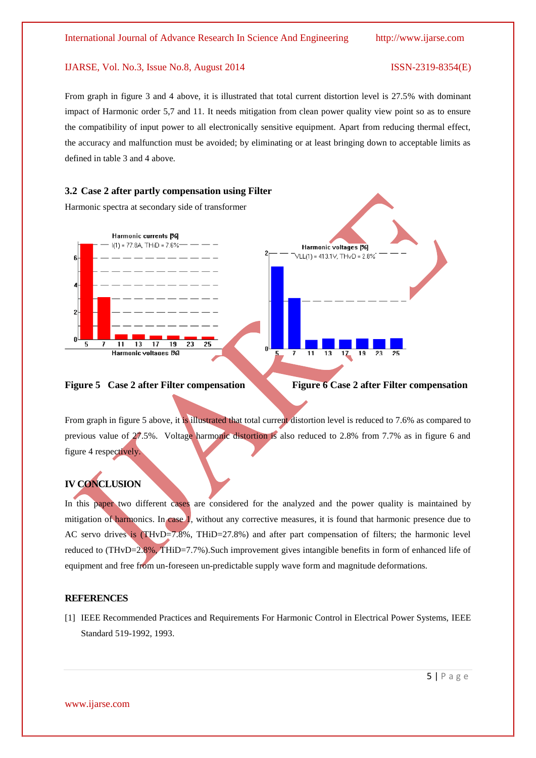From graph in figure 3 and 4 above, it is illustrated that total current distortion level is 27.5% with dominant impact of Harmonic order 5,7 and 11. It needs mitigation from clean power quality view point so as to ensure the compatibility of input power to all electronically sensitive equipment. Apart from reducing thermal effect, the accuracy and malfunction must be avoided; by eliminating or at least bringing down to acceptable limits as defined in table 3 and 4 above.

### 3.2 Case 2 after partly compensation using Filter

Harmonic spectra at secondary side of transformer

**Figure 5 Case 2 after Filter compensation**

**Figure 6 Case 2 after Filter compensation**

From graph in figure 5 above, it is illustrated that total current distortion level is reduced to 7.6% as compared to previous value of 27.5%. Voltage harmonic distortion is also reduced to 2.8% from 7.7% as in figure 6 and figure 4 respectively.

## IV CONCLUSION

In this paper two different cases are considered for the analyzed and the power quality is maintained by mitigation of harmonics. In case 1, without any corrective measures, it is found that harmonic presence due to AC servo drives is (THvD=7.8%, THiD=27.8%) and after part compensation of filters; the harmonic level reduced to (THvD=2.8%, THiD=7.7%).Such improvement gives intangible benefits in form of enhanced life of equipment and free from un-foreseen un-predictable supply wave form and magnitude deformations.

## REFERENCES

[1] IEEE Recommended Practices and Requirements For Harmonic Control in Electrical Power Systems, IEEE Standard 519-1992, 1993.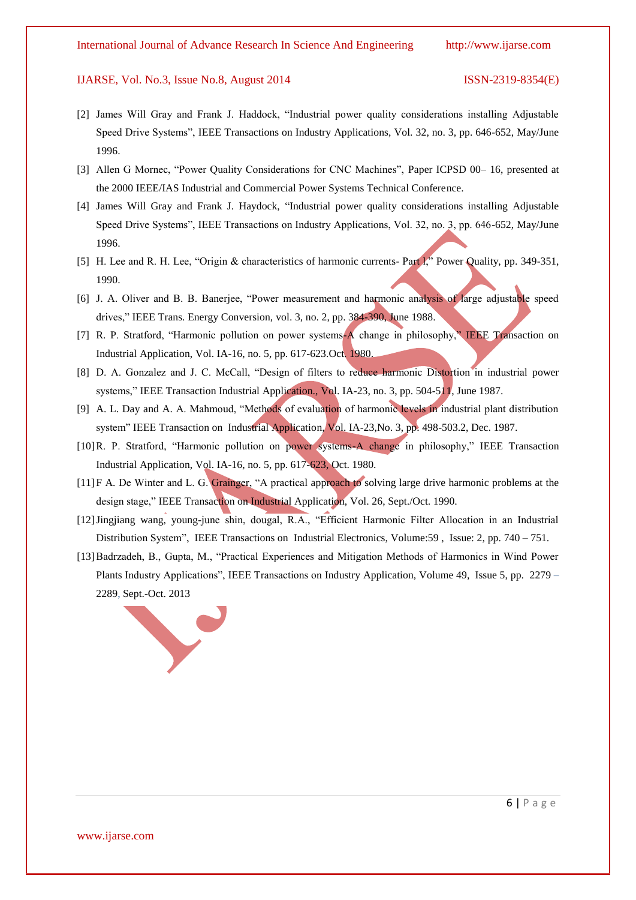[2] James Will Gray and Frank J. Haddock, “Industrial power quality considerations installing Adjustable Speed Drive Systems”, IEEE Transactions on Industry Applications, Vol. 32, no. 3, pp. 646-652, May/June 1996.

[3] Allen G Mornec, “Power Quality Considerations for CNC Machines”, Paper ICPSD 00– 16, presented at the 2000 IEEE/IAS Industrial and Commercial Power Systems Technical Conference.

[4] James Will Gray and Frank J. Haydock, “Industrial power quality considerations installing Adjustable Speed Drive Systems”, IEEE Transactions on Industry Applications, Vol. 32, no. 3, pp. 646-652, May/June 1996.

[5] H. Lee and R. H. Lee, “Origin & characteristics of harmonic currents- Part I,” Power Quality, pp. 349-351, 1990.

[6] J. A. Oliver and B. B. Banerjee, “Power measurement and harmonic analysis of large adjustable speed drives,” IEEE Trans. Energy Conversion, vol. 3, no. 2, pp. 384-390, June 1988.

[7] R. P. Stratford, “Harmonic pollution on power systems-A change in philosophy,” IEEE Transaction on Industrial Application, Vol. IA-16, no. 5, pp. 617-623.Oct. 1980.

[8] D. A. Gonzalez and J. C. McCall, “Design of filters to reduce harmonic Distortion in industrial power systems,” IEEE Transaction Industrial Application., Vol. IA-23, no. 3, pp. 504-511, June 1987.

[9] A. L. Day and A. A. Mahmoud, “Methods of evaluation of harmonic levels in industrial plant distribution system” IEEE Transaction on Industrial Application, Vol. IA-23,No. 3, pp. 498-503.2, Dec. 1987.

[10] R. P. Stratford, “Harmonic pollution on power systems-A change in philosophy,” IEEE Transaction Industrial Application, Vol. IA-16, no. 5, pp. 617-623, Oct. 1980.

[11] F A. De Winter and L. G. Grainger, “A practical approach to solving large drive harmonic problems at the design stage,” IEEE Transaction on Industrial Application, Vol. 26, Sept./Oct. 1990.

[12] Jingjiang wang, young-june shin, dougal, R.A., “Efficient Harmonic Filter Allocation in an Industrial Distribution System”, IEEE Transactions on Industrial Electronics, Volume:59 , Issue: 2, pp. 740 – 751.

[13] Badrzadeh, B., Gupta, M., “Practical Experiences and Mitigation Methods of Harmonics in Wind Power Plants Industry Applications”, IEEE Transactions on Industry Application, Volume 49, Issue 5, pp. 2279 – 2289, Sept.-Oct. 2013